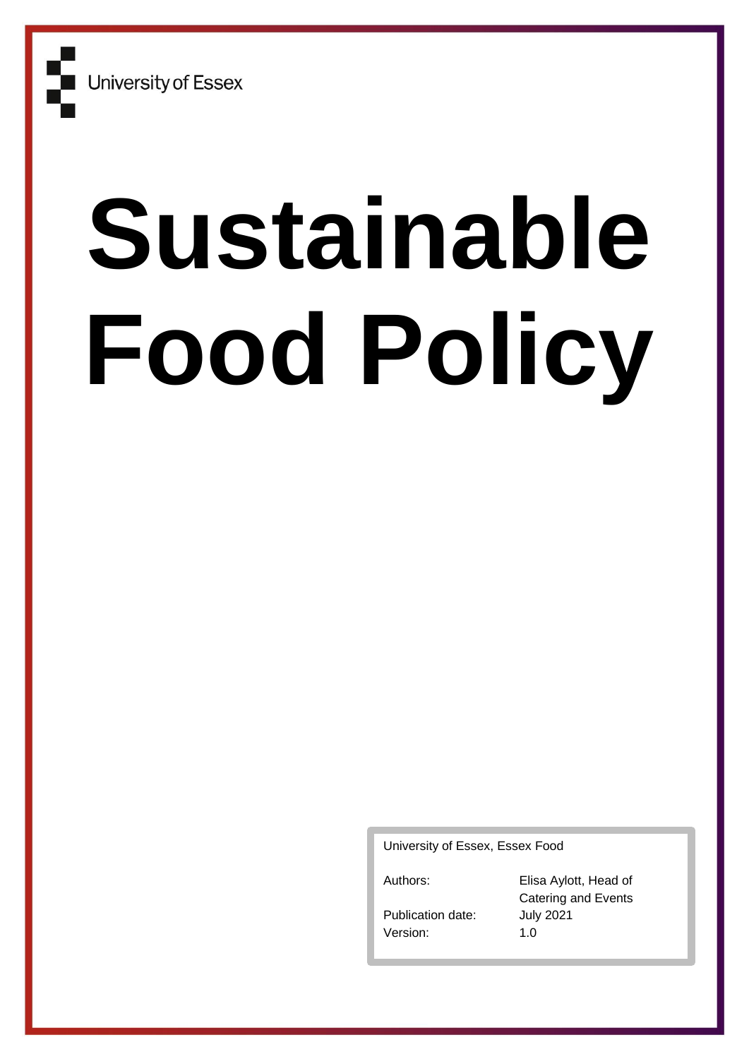University of Essex

# Sustainable Food Policy

University of Essex, Essex Food

| | |
|---|---|
| Authors: | Elisa Aylott, Head of Catering and Events |
| Publication date: | July 2021 |
| Version: | 1.0 |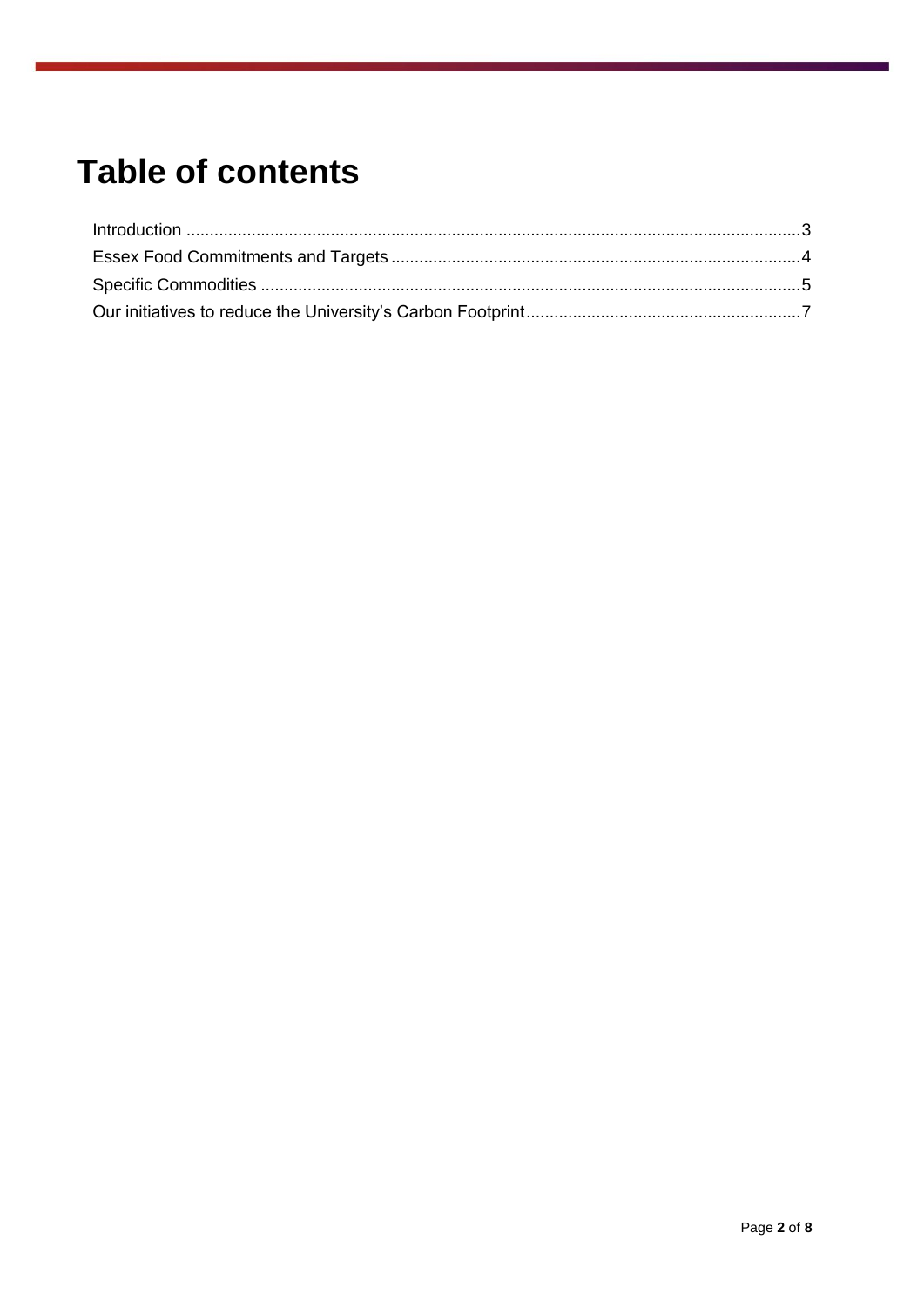# Table of contents

Introduction ........................................................................................................................3
Essex Food Commitments and Targets .......................................................................................4
Specific Commodities ...................................................................................................................5
Our initiatives to reduce the University's Carbon Footprint ..........................................................7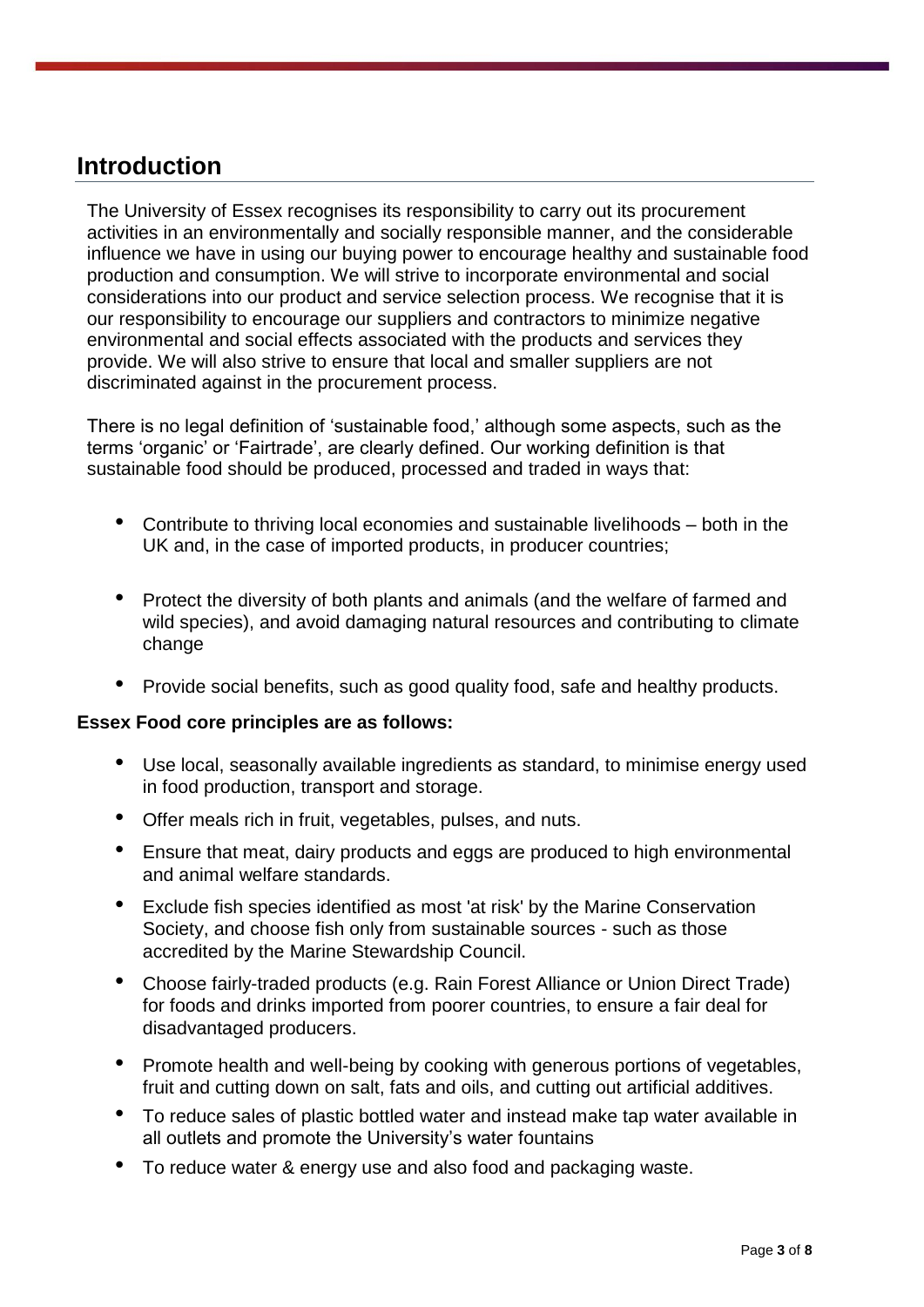## Introduction

The University of Essex recognises its responsibility to carry out its procurement activities in an environmentally and socially responsible manner, and the considerable influence we have in using our buying power to encourage healthy and sustainable food production and consumption. We will strive to incorporate environmental and social considerations into our product and service selection process. We recognise that it is our responsibility to encourage our suppliers and contractors to minimize negative environmental and social effects associated with the products and services they provide. We will also strive to ensure that local and smaller suppliers are not discriminated against in the procurement process.

There is no legal definition of 'sustainable food,' although some aspects, such as the terms 'organic' or 'Fairtrade', are clearly defined. Our working definition is that sustainable food should be produced, processed and traded in ways that:

- Contribute to thriving local economies and sustainable livelihoods – both in the UK and, in the case of imported products, in producer countries;
- Protect the diversity of both plants and animals (and the welfare of farmed and wild species), and avoid damaging natural resources and contributing to climate change
- Provide social benefits, such as good quality food, safe and healthy products.

**Essex Food core principles are as follows:**

- Use local, seasonally available ingredients as standard, to minimise energy used in food production, transport and storage.
- Offer meals rich in fruit, vegetables, pulses, and nuts.
- Ensure that meat, dairy products and eggs are produced to high environmental and animal welfare standards.
- Exclude fish species identified as most 'at risk' by the Marine Conservation Society, and choose fish only from sustainable sources - such as those accredited by the Marine Stewardship Council.
- Choose fairly-traded products (e.g. Rain Forest Alliance or Union Direct Trade) for foods and drinks imported from poorer countries, to ensure a fair deal for disadvantaged producers.
- Promote health and well-being by cooking with generous portions of vegetables, fruit and cutting down on salt, fats and oils, and cutting out artificial additives.
- To reduce sales of plastic bottled water and instead make tap water available in all outlets and promote the University's water fountains
- To reduce water & energy use and also food and packaging waste.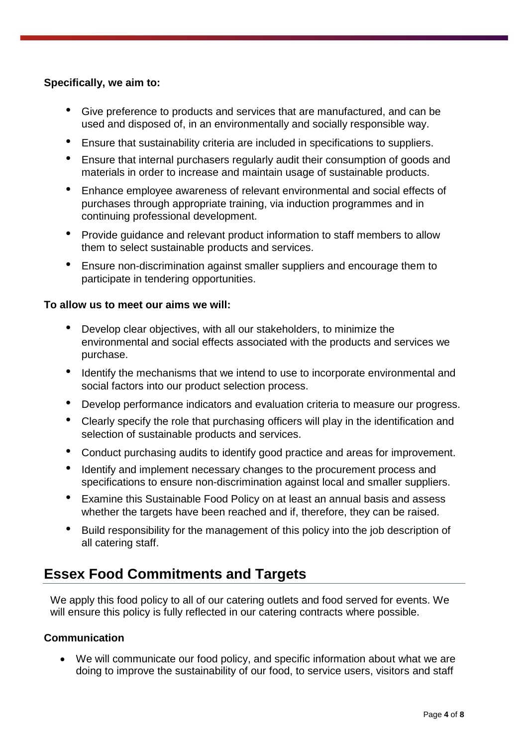**Specifically, we aim to:**

- Give preference to products and services that are manufactured, and can be used and disposed of, in an environmentally and socially responsible way.
- Ensure that sustainability criteria are included in specifications to suppliers.
- Ensure that internal purchasers regularly audit their consumption of goods and materials in order to increase and maintain usage of sustainable products.
- Enhance employee awareness of relevant environmental and social effects of purchases through appropriate training, via induction programmes and in continuing professional development.
- Provide guidance and relevant product information to staff members to allow them to select sustainable products and services.
- Ensure non-discrimination against smaller suppliers and encourage them to participate in tendering opportunities.

**To allow us to meet our aims we will:**

- Develop clear objectives, with all our stakeholders, to minimize the environmental and social effects associated with the products and services we purchase.
- Identify the mechanisms that we intend to use to incorporate environmental and social factors into our product selection process.
- Develop performance indicators and evaluation criteria to measure our progress.
- Clearly specify the role that purchasing officers will play in the identification and selection of sustainable products and services.
- Conduct purchasing audits to identify good practice and areas for improvement.
- Identify and implement necessary changes to the procurement process and specifications to ensure non-discrimination against local and smaller suppliers.
- Examine this Sustainable Food Policy on at least an annual basis and assess whether the targets have been reached and if, therefore, they can be raised.
- Build responsibility for the management of this policy into the job description of all catering staff.

## Essex Food Commitments and Targets

We apply this food policy to all of our catering outlets and food served for events. We will ensure this policy is fully reflected in our catering contracts where possible.

**Communication**

- We will communicate our food policy, and specific information about what we are doing to improve the sustainability of our food, to service users, visitors and staff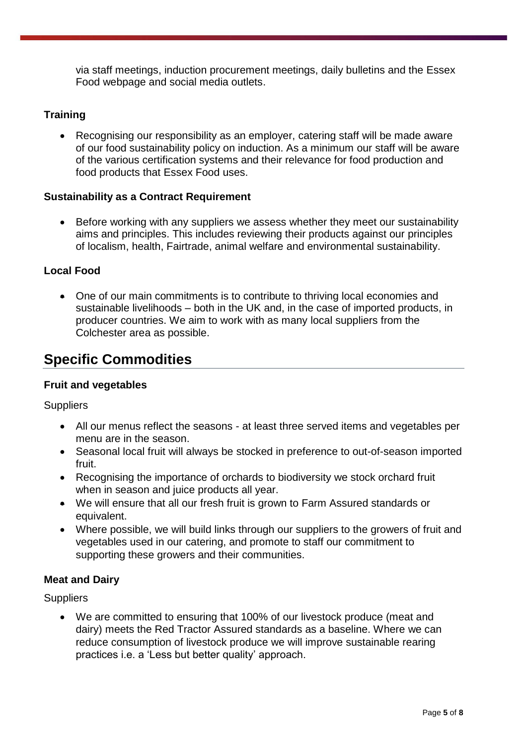via staff meetings, induction procurement meetings, daily bulletins and the Essex Food webpage and social media outlets.

### Training

- Recognising our responsibility as an employer, catering staff will be made aware of our food sustainability policy on induction. As a minimum our staff will be aware of the various certification systems and their relevance for food production and food products that Essex Food uses.

### Sustainability as a Contract Requirement

- Before working with any suppliers we assess whether they meet our sustainability aims and principles. This includes reviewing their products against our principles of localism, health, Fairtrade, animal welfare and environmental sustainability.

### Local Food

- One of our main commitments is to contribute to thriving local economies and sustainable livelihoods – both in the UK and, in the case of imported products, in producer countries. We aim to work with as many local suppliers from the Colchester area as possible.

## Specific Commodities

### Fruit and vegetables

Suppliers

- All our menus reflect the seasons - at least three served items and vegetables per menu are in the season.
- Seasonal local fruit will always be stocked in preference to out-of-season imported fruit.
- Recognising the importance of orchards to biodiversity we stock orchard fruit when in season and juice products all year.
- We will ensure that all our fresh fruit is grown to Farm Assured standards or equivalent.
- Where possible, we will build links through our suppliers to the growers of fruit and vegetables used in our catering, and promote to staff our commitment to supporting these growers and their communities.

### Meat and Dairy

Suppliers

- We are committed to ensuring that 100% of our livestock produce (meat and dairy) meets the Red Tractor Assured standards as a baseline. Where we can reduce consumption of livestock produce we will improve sustainable rearing practices i.e. a 'Less but better quality' approach.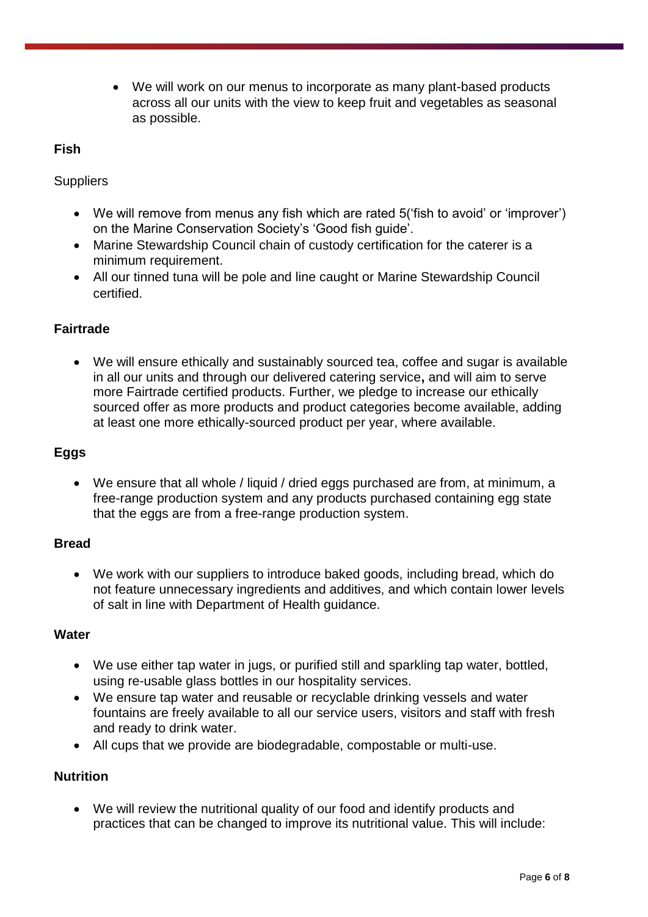- We will work on our menus to incorporate as many plant-based products across all our units with the view to keep fruit and vegetables as seasonal as possible.

**Fish**

Suppliers

- We will remove from menus any fish which are rated 5('fish to avoid' or 'improver') on the Marine Conservation Society's 'Good fish guide'.
- Marine Stewardship Council chain of custody certification for the caterer is a minimum requirement.
- All our tinned tuna will be pole and line caught or Marine Stewardship Council certified.

**Fairtrade**

- We will ensure ethically and sustainably sourced tea, coffee and sugar is available in all our units and through our delivered catering service**,** and will aim to serve more Fairtrade certified products. Further, we pledge to increase our ethically sourced offer as more products and product categories become available, adding at least one more ethically-sourced product per year, where available.

**Eggs**

- We ensure that all whole / liquid / dried eggs purchased are from, at minimum, a free-range production system and any products purchased containing egg state that the eggs are from a free-range production system.

**Bread**

- We work with our suppliers to introduce baked goods, including bread, which do not feature unnecessary ingredients and additives, and which contain lower levels of salt in line with Department of Health guidance.

**Water**

- We use either tap water in jugs, or purified still and sparkling tap water, bottled, using re-usable glass bottles in our hospitality services.
- We ensure tap water and reusable or recyclable drinking vessels and water fountains are freely available to all our service users, visitors and staff with fresh and ready to drink water.
- All cups that we provide are biodegradable, compostable or multi-use.

**Nutrition**

- We will review the nutritional quality of our food and identify products and practices that can be changed to improve its nutritional value. This will include: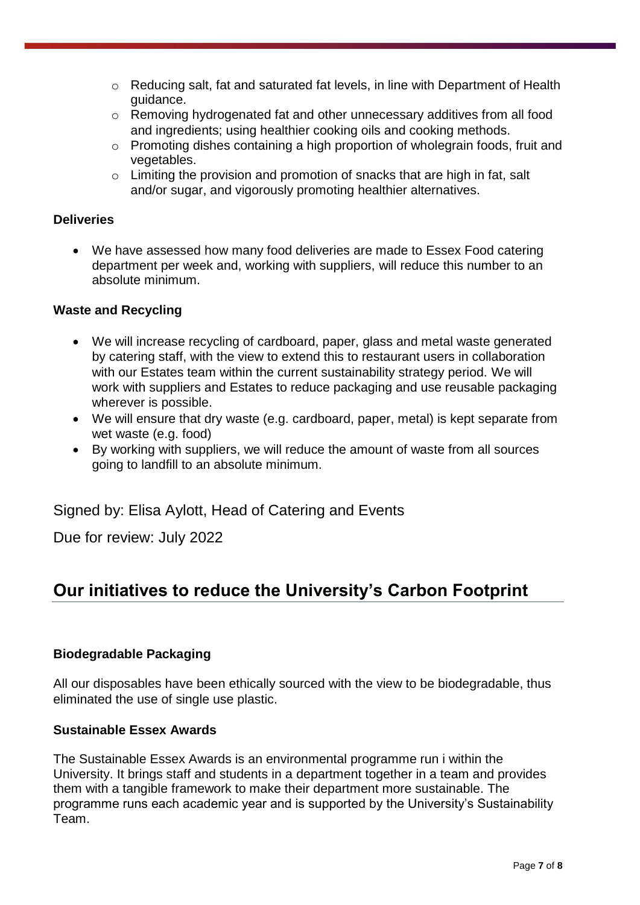- Reducing salt, fat and saturated fat levels, in line with Department of Health guidance.
- Removing hydrogenated fat and other unnecessary additives from all food and ingredients; using healthier cooking oils and cooking methods.
- Promoting dishes containing a high proportion of wholegrain foods, fruit and vegetables.
- Limiting the provision and promotion of snacks that are high in fat, salt and/or sugar, and vigorously promoting healthier alternatives.

**Deliveries**

- We have assessed how many food deliveries are made to Essex Food catering department per week and, working with suppliers, will reduce this number to an absolute minimum.

**Waste and Recycling**

- We will increase recycling of cardboard, paper, glass and metal waste generated by catering staff, with the view to extend this to restaurant users in collaboration with our Estates team within the current sustainability strategy period. We will work with suppliers and Estates to reduce packaging and use reusable packaging wherever is possible.
- We will ensure that dry waste (e.g. cardboard, paper, metal) is kept separate from wet waste (e.g. food)
- By working with suppliers, we will reduce the amount of waste from all sources going to landfill to an absolute minimum.

Signed by: Elisa Aylott, Head of Catering and Events

Due for review: July 2022

## Our initiatives to reduce the University's Carbon Footprint

**Biodegradable Packaging**

All our disposables have been ethically sourced with the view to be biodegradable, thus eliminated the use of single use plastic.

**Sustainable Essex Awards**

The Sustainable Essex Awards is an environmental programme run i within the University. It brings staff and students in a department together in a team and provides them with a tangible framework to make their department more sustainable. The programme runs each academic year and is supported by the University's Sustainability Team.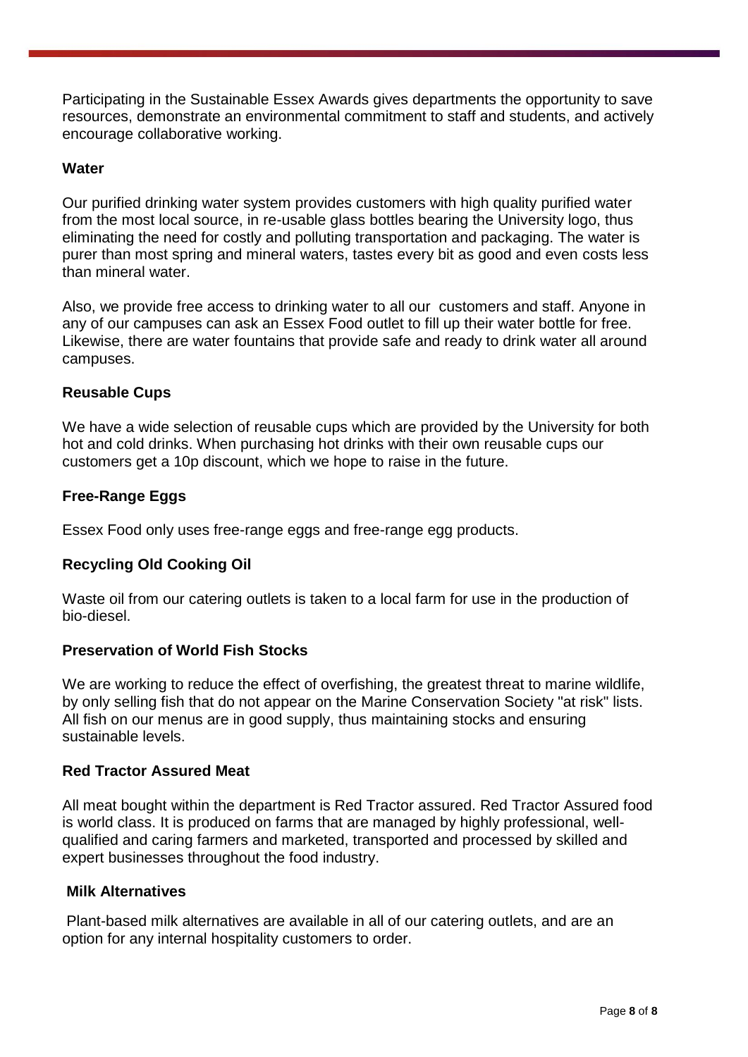Participating in the Sustainable Essex Awards gives departments the opportunity to save resources, demonstrate an environmental commitment to staff and students, and actively encourage collaborative working.

### Water

Our purified drinking water system provides customers with high quality purified water from the most local source, in re-usable glass bottles bearing the University logo, thus eliminating the need for costly and polluting transportation and packaging. The water is purer than most spring and mineral waters, tastes every bit as good and even costs less than mineral water.

Also, we provide free access to drinking water to all our customers and staff. Anyone in any of our campuses can ask an Essex Food outlet to fill up their water bottle for free. Likewise, there are water fountains that provide safe and ready to drink water all around campuses.

### Reusable Cups

We have a wide selection of reusable cups which are provided by the University for both hot and cold drinks. When purchasing hot drinks with their own reusable cups our customers get a 10p discount, which we hope to raise in the future.

### Free-Range Eggs

Essex Food only uses free-range eggs and free-range egg products.

### Recycling Old Cooking Oil

Waste oil from our catering outlets is taken to a local farm for use in the production of bio-diesel.

### Preservation of World Fish Stocks

We are working to reduce the effect of overfishing, the greatest threat to marine wildlife, by only selling fish that do not appear on the Marine Conservation Society "at risk" lists. All fish on our menus are in good supply, thus maintaining stocks and ensuring sustainable levels.

### Red Tractor Assured Meat

All meat bought within the department is Red Tractor assured. Red Tractor Assured food is world class. It is produced on farms that are managed by highly professional, well-qualified and caring farmers and marketed, transported and processed by skilled and expert businesses throughout the food industry.

### Milk Alternatives

Plant-based milk alternatives are available in all of our catering outlets, and are an option for any internal hospitality customers to order.